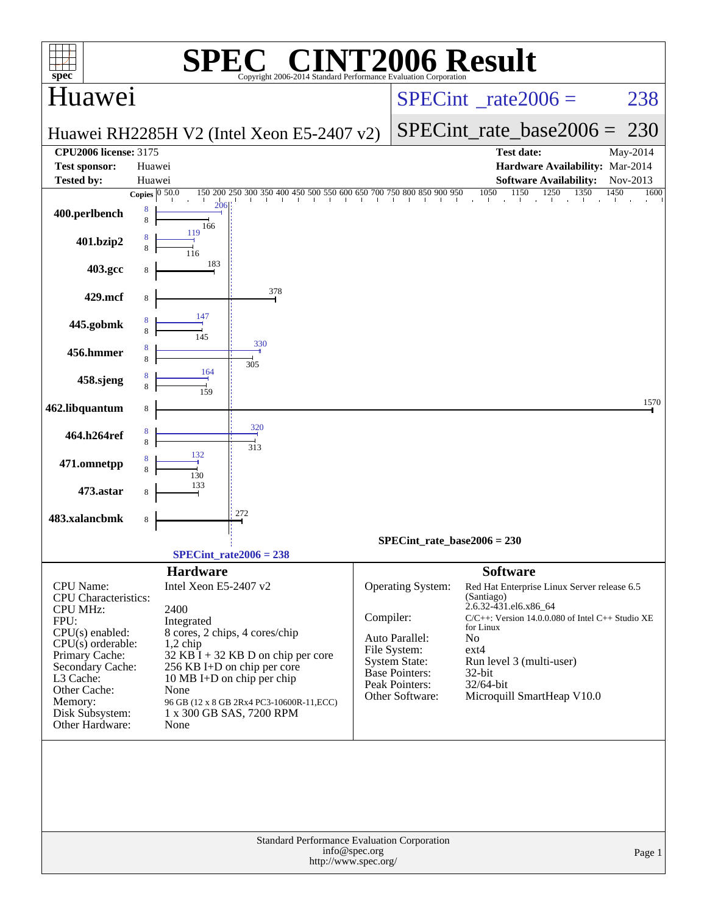# SPEC® CINT2006 Result

Copyright 2006-2014 Standard Performance Evaluation Corporation

## Huawei

**Huawei RH2285H V2 (Intel Xeon E5-2407 v2)**

SPECint_rate2006 = 238

SPECint_rate_base2006 = 230

| | | | |
|---|---|---|---|
| **CPU2006 license:** 3175 | | **Test date:** | May-2014 |
| **Test sponsor:** | Huawei | **Hardware Availability:** | Mar-2014 |
| **Tested by:** | Huawei | **Software Availability:** | Nov-2013 |

| Benchmark | Copies (peak) | Peak | Copies (base) | Base |
|---|---|---|---|---|
| 400.perlbench | 8 | 206 | 8 | 166 |
| 401.bzip2 | 8 | 119 | 8 | 116 |
| 403.gcc | | | 8 | 183 |
| 429.mcf | | | 8 | 378 |
| 445.gobmk | 8 | 147 | 8 | 145 |
| 456.hmmer | 8 | 330 | 8 | 305 |
| 458.sjeng | 8 | 164 | 8 | 159 |
| 462.libquantum | | | 8 | 1570 |
| 464.h264ref | 8 | 320 | 8 | 313 |
| 471.omnetpp | 8 | 132 | 8 | 130 |
| 473.astar | | | 8 | 133 |
| 483.xalancbmk | | | 8 | 272 |

SPECint_rate_base2006 = 230

SPECint_rate2006 = 238

### Hardware

| | |
|---|---|
| CPU Name: | Intel Xeon E5-2407 v2 |
| CPU Characteristics: | |
| CPU MHz: | 2400 |
| FPU: | Integrated |
| CPU(s) enabled: | 8 cores, 2 chips, 4 cores/chip |
| CPU(s) orderable: | 1,2 chip |
| Primary Cache: | 32 KB I + 32 KB D on chip per core |
| Secondary Cache: | 256 KB I+D on chip per core |
| L3 Cache: | 10 MB I+D on chip per chip |
| Other Cache: | None |
| Memory: | 96 GB (12 x 8 GB 2Rx4 PC3-10600R-11,ECC) |
| Disk Subsystem: | 1 x 300 GB SAS, 7200 RPM |
| Other Hardware: | None |

### Software

| | |
|---|---|
| Operating System: | Red Hat Enterprise Linux Server release 6.5 (Santiago) 2.6.32-431.el6.x86_64 |
| Compiler: | C/C++: Version 14.0.0.080 of Intel C++ Studio XE for Linux |
| Auto Parallel: | No |
| File System: | ext4 |
| System State: | Run level 3 (multi-user) |
| Base Pointers: | 32-bit |
| Peak Pointers: | 32/64-bit |
| Other Software: | Microquill SmartHeap V10.0 |

Standard Performance Evaluation Corporation
info@spec.org
http://www.spec.org/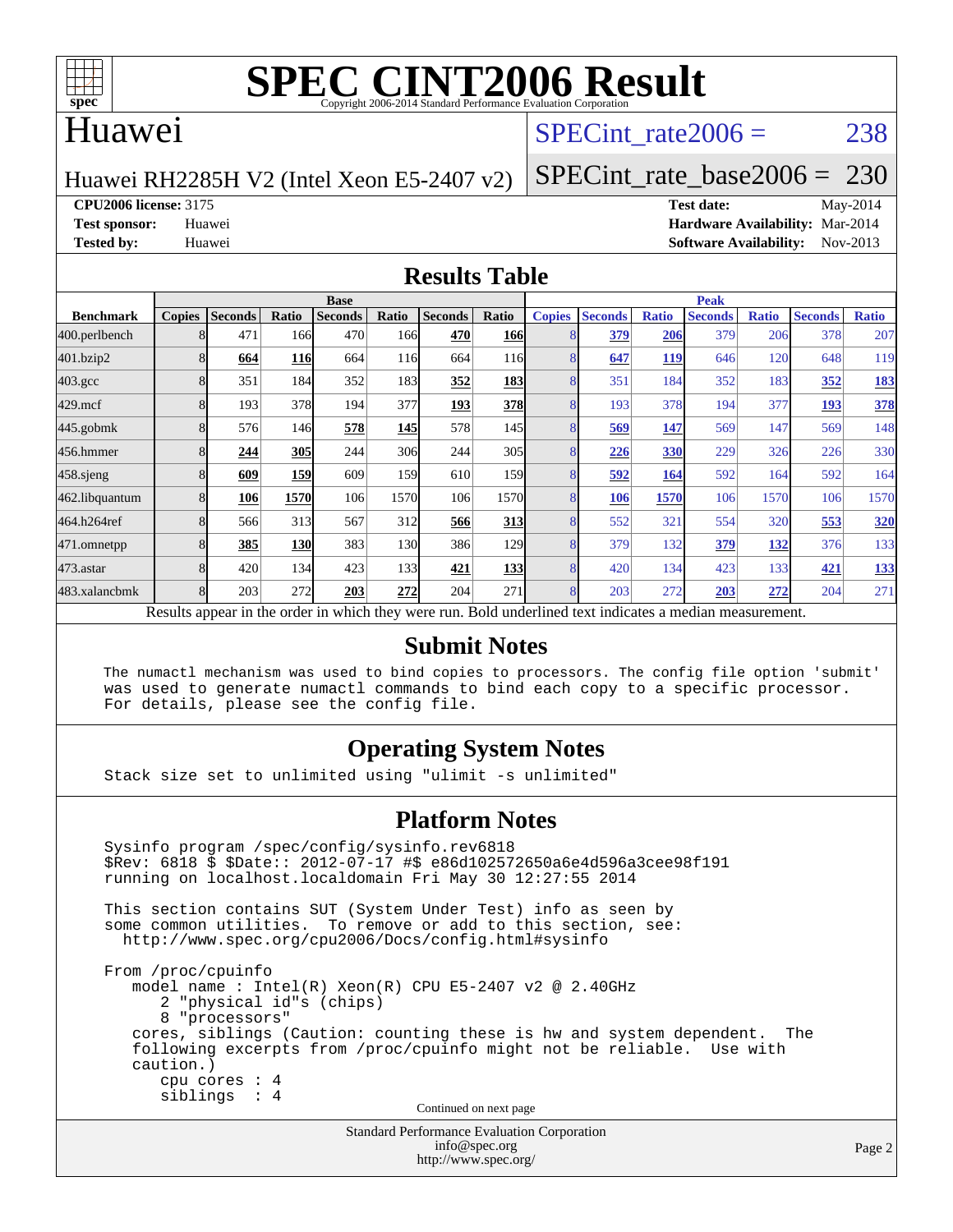# SPEC CINT2006 Result

Copyright 2006-2014 Standard Performance Evaluation Corporation

## Huawei

Huawei RH2285H V2 (Intel Xeon E5-2407 v2)

SPECint_rate2006 = 238

SPECint_rate_base2006 = 230

**CPU2006 license:** 3175
**Test sponsor:** Huawei
**Tested by:** Huawei

**Test date:** May-2014
**Hardware Availability:** Mar-2014
**Software Availability:** Nov-2013

## Results Table

| Benchmark | Base | | | | | | | Peak | | | | | | |
|---|---|---|---|---|---|---|---|---|---|---|---|---|---|---|
| | Copies | Seconds | Ratio | Seconds | Ratio | Seconds | Ratio | Copies | Seconds | Ratio | Seconds | Ratio | Seconds | Ratio |
| 400.perlbench | 8 | 471 | 166 | 470 | 166 | **470** | **166** | 8 | **379** | **206** | 379 | 206 | 378 | 207 |
| 401.bzip2 | 8 | **664** | **116** | 664 | 116 | 664 | 116 | 8 | **647** | **119** | 646 | 120 | 648 | 119 |
| 403.gcc | 8 | 351 | 184 | 352 | 183 | **352** | **183** | 8 | 351 | 184 | 352 | 183 | **352** | **183** |
| 429.mcf | 8 | 193 | 378 | 194 | 377 | **193** | **378** | 8 | 193 | 378 | 194 | 377 | **193** | **378** |
| 445.gobmk | 8 | 576 | 146 | **578** | **145** | 578 | 145 | 8 | **569** | **147** | 569 | 147 | 569 | 148 |
| 456.hmmer | 8 | **244** | **305** | 244 | 306 | 244 | 305 | 8 | **226** | **330** | 229 | 326 | 226 | 330 |
| 458.sjeng | 8 | **609** | **159** | 609 | 159 | 610 | 159 | 8 | **592** | **164** | 592 | 164 | 592 | 164 |
| 462.libquantum | 8 | **106** | **1570** | 106 | 1570 | 106 | 1570 | 8 | **106** | **1570** | 106 | 1570 | 106 | 1570 |
| 464.h264ref | 8 | 566 | 313 | 567 | 312 | **566** | **313** | 8 | 552 | 321 | 554 | 320 | **553** | **320** |
| 471.omnetpp | 8 | **385** | **130** | 383 | 130 | 386 | 129 | 8 | 379 | 132 | **379** | **132** | 376 | 133 |
| 473.astar | 8 | 420 | 134 | 423 | 133 | **421** | **133** | 8 | 420 | 134 | 423 | 133 | **421** | **133** |
| 483.xalancbmk | 8 | 203 | 272 | **203** | **272** | 204 | 271 | 8 | 203 | 272 | **203** | **272** | 204 | 271 |

Results appear in the order in which they were run. Bold underlined text indicates a median measurement.

## Submit Notes

```
The numactl mechanism was used to bind copies to processors. The config file option 'submit'
was used to generate numactl commands to bind each copy to a specific processor.
For details, please see the config file.
```

## Operating System Notes

```
Stack size set to unlimited using "ulimit -s unlimited"
```

## Platform Notes

```
Sysinfo program /spec/config/sysinfo.rev6818
$Rev: 6818 $ $Date:: 2012-07-17 #$ e86d102572650a6e4d596a3cee98f191
running on localhost.localdomain Fri May 30 12:27:55 2014

This section contains SUT (System Under Test) info as seen by
some common utilities.  To remove or add to this section, see:
  http://www.spec.org/cpu2006/Docs/config.html#sysinfo

From /proc/cpuinfo
   model name : Intel(R) Xeon(R) CPU E5-2407 v2 @ 2.40GHz
      2 "physical id"s (chips)
      8 "processors"
   cores, siblings (Caution: counting these is hw and system dependent.  The
   following excerpts from /proc/cpuinfo might not be reliable.  Use with
   caution.)
      cpu cores : 4
      siblings  : 4
```

Continued on next page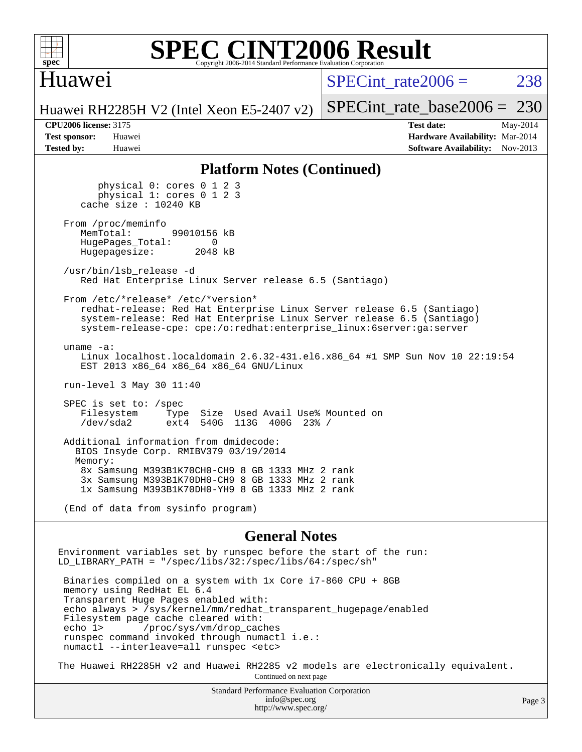## Platform Notes (Continued)

```
        physical 0: cores 0 1 2 3
        physical 1: cores 0 1 2 3
    cache size : 10240 KB

 From /proc/meminfo
    MemTotal:       99010156 kB
    HugePages_Total:       0
    Hugepagesize:       2048 kB

 /usr/bin/lsb_release -d
    Red Hat Enterprise Linux Server release 6.5 (Santiago)

 From /etc/*release* /etc/*version*
    redhat-release: Red Hat Enterprise Linux Server release 6.5 (Santiago)
    system-release: Red Hat Enterprise Linux Server release 6.5 (Santiago)
    system-release-cpe: cpe:/o:redhat:enterprise_linux:6server:ga:server

 uname -a:
    Linux localhost.localdomain 2.6.32-431.el6.x86_64 #1 SMP Sun Nov 10 22:19:54
    EST 2013 x86_64 x86_64 x86_64 GNU/Linux

 run-level 3 May 30 11:40

 SPEC is set to: /spec
    Filesystem     Type  Size  Used Avail Use% Mounted on
    /dev/sda2      ext4  540G  113G  400G  23% /

 Additional information from dmidecode:
   BIOS Insyde Corp. RMIBV379 03/19/2014
   Memory:
    8x Samsung M393B1K70CH0-CH9 8 GB 1333 MHz 2 rank
    3x Samsung M393B1K70DH0-CH9 8 GB 1333 MHz 2 rank
    1x Samsung M393B1K70DH0-YH9 8 GB 1333 MHz 2 rank

 (End of data from sysinfo program)
```

## General Notes

```
Environment variables set by runspec before the start of the run:
LD_LIBRARY_PATH = "/spec/libs/32:/spec/libs/64:/spec/sh"

 Binaries compiled on a system with 1x Core i7-860 CPU + 8GB
 memory using RedHat EL 6.4
 Transparent Huge Pages enabled with:
 echo always > /sys/kernel/mm/redhat_transparent_hugepage/enabled
 Filesystem page cache cleared with:
 echo 1>       /proc/sys/vm/drop_caches
 runspec command invoked through numactl i.e.:
 numactl --interleave=all runspec <etc>

The Huawei RH2285H v2 and Huawei RH2285 v2 models are electronically equivalent.
```

Continued on next page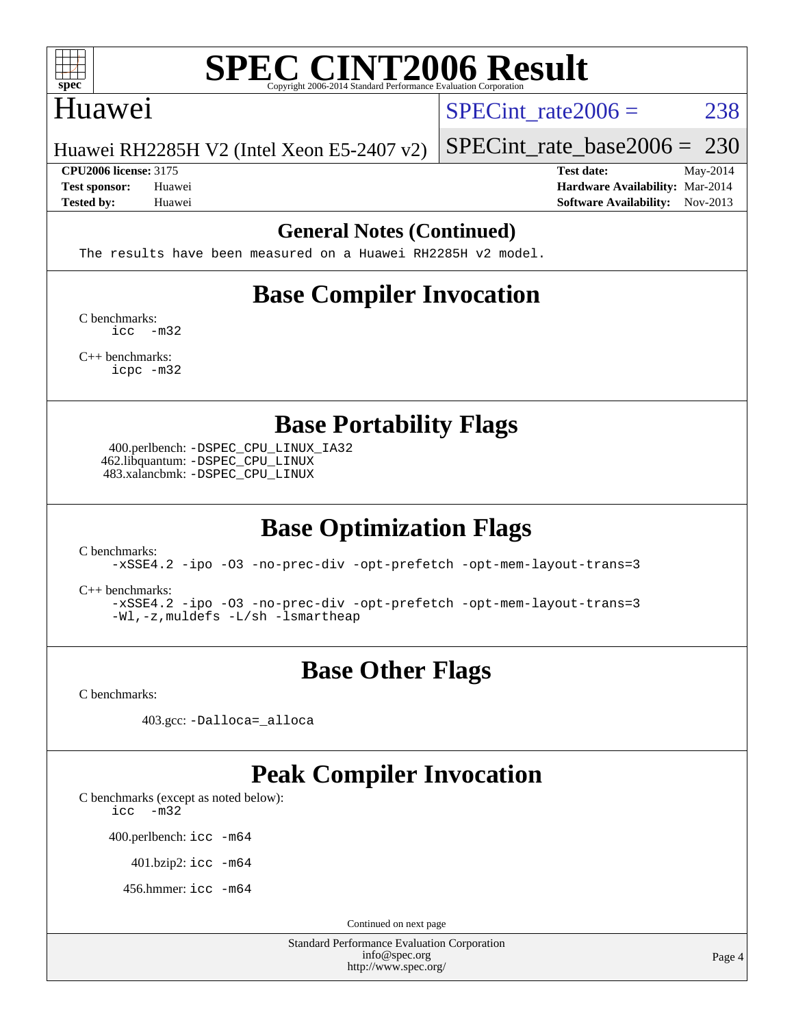# SPEC CINT2006 Result

Copyright 2006-2014 Standard Performance Evaluation Corporation

## Huawei

Huawei RH2285H V2 (Intel Xeon E5-2407 v2)

SPECint_rate2006 = 238

SPECint_rate_base2006 = 230

| | | | |
|---|---|---|---|
| **CPU2006 license:** 3175 | | **Test date:** | May-2014 |
| **Test sponsor:** | Huawei | **Hardware Availability:** | Mar-2014 |
| **Tested by:** | Huawei | **Software Availability:** | Nov-2013 |

### General Notes (Continued)

```
The results have been measured on a Huawei RH2285H v2 model.
```

## Base Compiler Invocation

C benchmarks:
```
icc  -m32
```

C++ benchmarks:
```
icpc -m32
```

## Base Portability Flags

400.perlbench: `-DSPEC_CPU_LINUX_IA32`
462.libquantum: `-DSPEC_CPU_LINUX`
483.xalancbmk: `-DSPEC_CPU_LINUX`

## Base Optimization Flags

C benchmarks:
```
-xSSE4.2 -ipo -O3 -no-prec-div -opt-prefetch -opt-mem-layout-trans=3
```

C++ benchmarks:
```
-xSSE4.2 -ipo -O3 -no-prec-div -opt-prefetch -opt-mem-layout-trans=3
-Wl,-z,muldefs -L/sh -lsmartheap
```

## Base Other Flags

C benchmarks:

403.gcc: `-Dalloca=_alloca`

## Peak Compiler Invocation

C benchmarks (except as noted below):
```
icc  -m32
```

400.perlbench: `icc -m64`

401.bzip2: `icc -m64`

456.hmmer: `icc -m64`

Continued on next page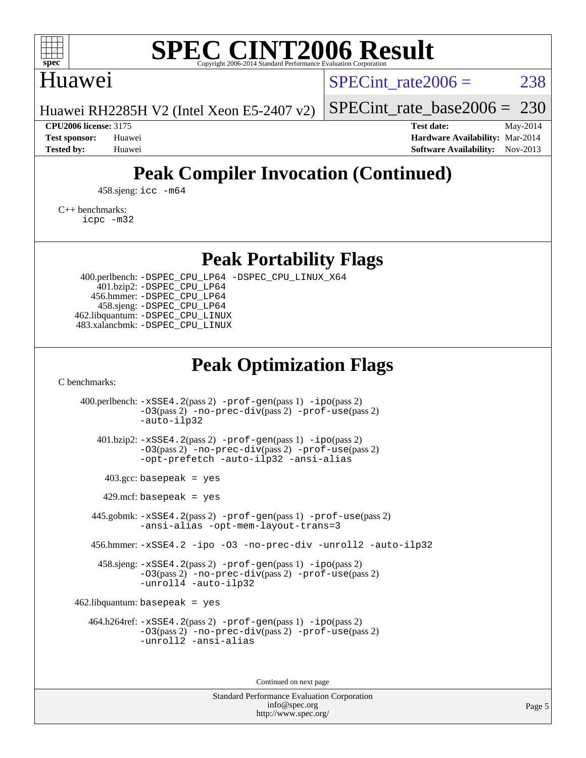# Peak Compiler Invocation (Continued)

458.sjeng: `icc -m64`

C++ benchmarks:
`icpc -m32`

# Peak Portability Flags

400.perlbench: `-DSPEC_CPU_LP64 -DSPEC_CPU_LINUX_X64`
401.bzip2: `-DSPEC_CPU_LP64`
456.hmmer: `-DSPEC_CPU_LP64`
458.sjeng: `-DSPEC_CPU_LP64`
462.libquantum: `-DSPEC_CPU_LINUX`
483.xalancbmk: `-DSPEC_CPU_LINUX`

# Peak Optimization Flags

C benchmarks:

400.perlbench: `-xSSE4.2`(pass 2) `-prof-gen`(pass 1) `-ipo`(pass 2) `-O3`(pass 2) `-no-prec-div`(pass 2) `-prof-use`(pass 2) `-auto-ilp32`

401.bzip2: `-xSSE4.2`(pass 2) `-prof-gen`(pass 1) `-ipo`(pass 2) `-O3`(pass 2) `-no-prec-div`(pass 2) `-prof-use`(pass 2) `-opt-prefetch -auto-ilp32 -ansi-alias`

403.gcc: `basepeak = yes`

429.mcf: `basepeak = yes`

445.gobmk: `-xSSE4.2`(pass 2) `-prof-gen`(pass 1) `-prof-use`(pass 2) `-ansi-alias -opt-mem-layout-trans=3`

456.hmmer: `-xSSE4.2 -ipo -O3 -no-prec-div -unroll2 -auto-ilp32`

458.sjeng: `-xSSE4.2`(pass 2) `-prof-gen`(pass 1) `-ipo`(pass 2) `-O3`(pass 2) `-no-prec-div`(pass 2) `-prof-use`(pass 2) `-unroll4 -auto-ilp32`

462.libquantum: `basepeak = yes`

464.h264ref: `-xSSE4.2`(pass 2) `-prof-gen`(pass 1) `-ipo`(pass 2) `-O3`(pass 2) `-no-prec-div`(pass 2) `-prof-use`(pass 2) `-unroll2 -ansi-alias`

Continued on next page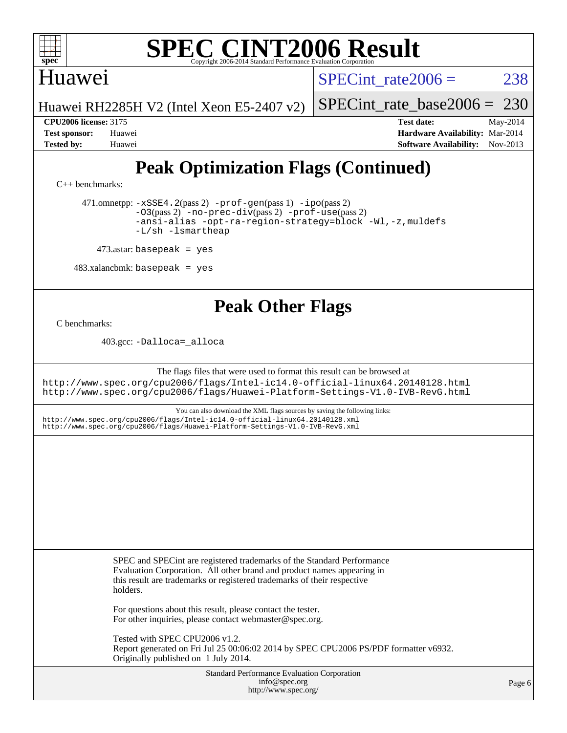# Peak Optimization Flags (Continued)

C++ benchmarks:

471.omnetpp: -xSSE4.2(pass 2) -prof-gen(pass 1) -ipo(pass 2) -O3(pass 2) -no-prec-div(pass 2) -prof-use(pass 2) -ansi-alias -opt-ra-region-strategy=block -Wl,-z,muldefs -L/sh -lsmartheap

473.astar: basepeak = yes

483.xalancbmk: basepeak = yes

# Peak Other Flags

C benchmarks:

403.gcc: -Dalloca=_alloca

The flags files that were used to format this result can be browsed at
http://www.spec.org/cpu2006/flags/Intel-ic14.0-official-linux64.20140128.html
http://www.spec.org/cpu2006/flags/Huawei-Platform-Settings-V1.0-IVB-RevG.html

You can also download the XML flags sources by saving the following links:
http://www.spec.org/cpu2006/flags/Intel-ic14.0-official-linux64.20140128.xml
http://www.spec.org/cpu2006/flags/Huawei-Platform-Settings-V1.0-IVB-RevG.xml

SPEC and SPECint are registered trademarks of the Standard Performance Evaluation Corporation. All other brand and product names appearing in this result are trademarks or registered trademarks of their respective holders.

For questions about this result, please contact the tester.
For other inquiries, please contact webmaster@spec.org.

Tested with SPEC CPU2006 v1.2.
Report generated on Fri Jul 25 00:06:02 2014 by SPEC CPU2006 PS/PDF formatter v6932.
Originally published on 1 July 2014.